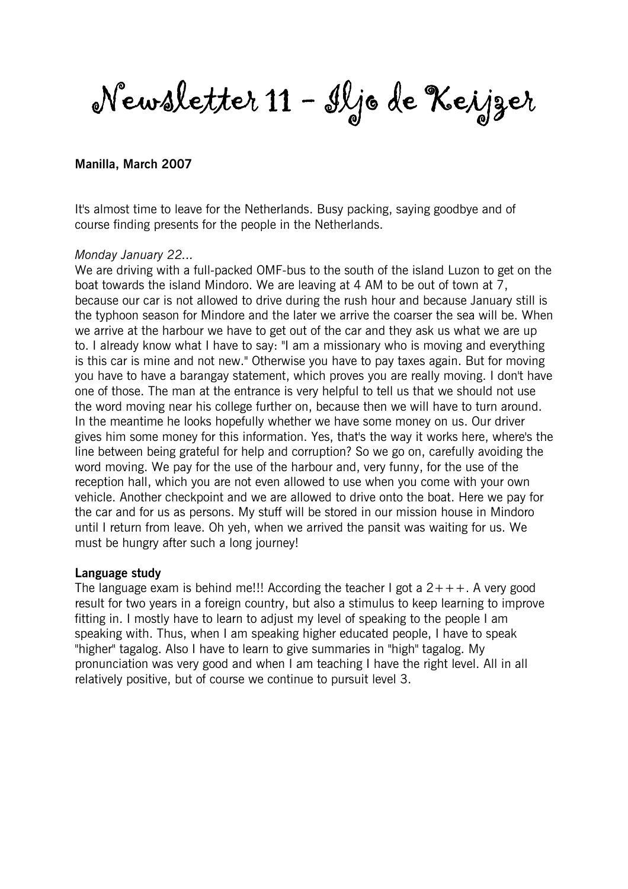# Newsletter 11 – Iljo de Keijzer

**Manilla, March 2007**

It's almost time to leave for the Netherlands. Busy packing, saying goodbye and of course finding presents for the people in the Netherlands.

*Monday January 22...*

We are driving with a full-packed OMF-bus to the south of the island Luzon to get on the boat towards the island Mindoro. We are leaving at 4 AM to be out of town at 7, because our car is not allowed to drive during the rush hour and because January still is the typhoon season for Mindore and the later we arrive the coarser the sea will be. When we arrive at the harbour we have to get out of the car and they ask us what we are up to. I already know what I have to say: "I am a missionary who is moving and everything is this car is mine and not new." Otherwise you have to pay taxes again. But for moving you have to have a barangay statement, which proves you are really moving. I don't have one of those. The man at the entrance is very helpful to tell us that we should not use the word moving near his college further on, because then we will have to turn around. In the meantime he looks hopefully whether we have some money on us. Our driver gives him some money for this information. Yes, that's the way it works here, where's the line between being grateful for help and corruption? So we go on, carefully avoiding the word moving. We pay for the use of the harbour and, very funny, for the use of the reception hall, which you are not even allowed to use when you come with your own vehicle. Another checkpoint and we are allowed to drive onto the boat. Here we pay for the car and for us as persons. My stuff will be stored in our mission house in Mindoro until I return from leave. Oh yeh, when we arrived the pansit was waiting for us. We must be hungry after such a long journey!

**Language study**

The language exam is behind me!!! According the teacher I got a 2+++. A very good result for two years in a foreign country, but also a stimulus to keep learning to improve fitting in. I mostly have to learn to adjust my level of speaking to the people I am speaking with. Thus, when I am speaking higher educated people, I have to speak "higher" tagalog. Also I have to learn to give summaries in "high" tagalog. My pronunciation was very good and when I am teaching I have the right level. All in all relatively positive, but of course we continue to pursuit level 3.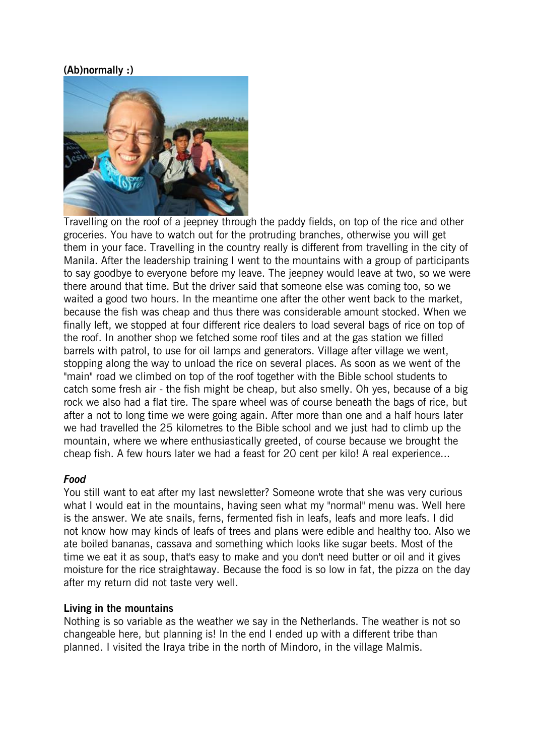**(Ab)normally :)**

Travelling on the roof of a jeepney through the paddy fields, on top of the rice and other groceries. You have to watch out for the protruding branches, otherwise you will get them in your face. Travelling in the country really is different from travelling in the city of Manila. After the leadership training I went to the mountains with a group of participants to say goodbye to everyone before my leave. The jeepney would leave at two, so we were there around that time. But the driver said that someone else was coming too, so we waited a good two hours. In the meantime one after the other went back to the market, because the fish was cheap and thus there was considerable amount stocked. When we finally left, we stopped at four different rice dealers to load several bags of rice on top of the roof. In another shop we fetched some roof tiles and at the gas station we filled barrels with patrol, to use for oil lamps and generators. Village after village we went, stopping along the way to unload the rice on several places. As soon as we went of the "main" road we climbed on top of the roof together with the Bible school students to catch some fresh air - the fish might be cheap, but also smelly. Oh yes, because of a big rock we also had a flat tire. The spare wheel was of course beneath the bags of rice, but after a not to long time we were going again. After more than one and a half hours later we had travelled the 25 kilometres to the Bible school and we just had to climb up the mountain, where we where enthusiastically greeted, of course because we brought the cheap fish. A few hours later we had a feast for 20 cent per kilo! A real experience...

***Food***

You still want to eat after my last newsletter? Someone wrote that she was very curious what I would eat in the mountains, having seen what my "normal" menu was. Well here is the answer. We ate snails, ferns, fermented fish in leafs, leafs and more leafs. I did not know how may kinds of leafs of trees and plans were edible and healthy too. Also we ate boiled bananas, cassava and something which looks like sugar beets. Most of the time we eat it as soup, that's easy to make and you don't need butter or oil and it gives moisture for the rice straightaway. Because the food is so low in fat, the pizza on the day after my return did not taste very well.

**Living in the mountains**

Nothing is so variable as the weather we say in the Netherlands. The weather is not so changeable here, but planning is! In the end I ended up with a different tribe than planned. I visited the Iraya tribe in the north of Mindoro, in the village Malmis.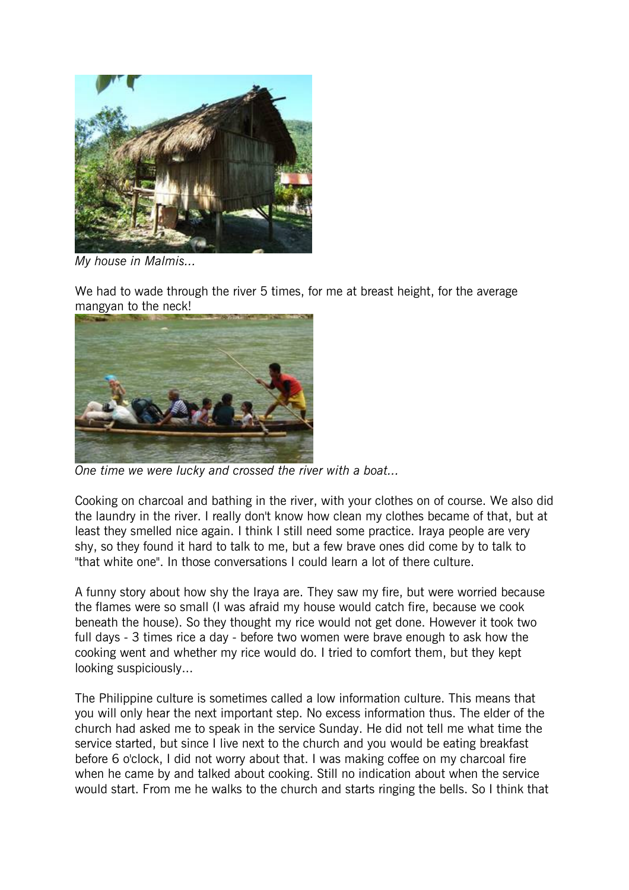*My house in Malmis...*

We had to wade through the river 5 times, for me at breast height, for the average mangyan to the neck!

*One time we were lucky and crossed the river with a boat...*

Cooking on charcoal and bathing in the river, with your clothes on of course. We also did the laundry in the river. I really don't know how clean my clothes became of that, but at least they smelled nice again. I think I still need some practice. Iraya people are very shy, so they found it hard to talk to me, but a few brave ones did come by to talk to "that white one". In those conversations I could learn a lot of there culture.

A funny story about how shy the Iraya are. They saw my fire, but were worried because the flames were so small (I was afraid my house would catch fire, because we cook beneath the house). So they thought my rice would not get done. However it took two full days - 3 times rice a day - before two women were brave enough to ask how the cooking went and whether my rice would do. I tried to comfort them, but they kept looking suspiciously...

The Philippine culture is sometimes called a low information culture. This means that you will only hear the next important step. No excess information thus. The elder of the church had asked me to speak in the service Sunday. He did not tell me what time the service started, but since I live next to the church and you would be eating breakfast before 6 o'clock, I did not worry about that. I was making coffee on my charcoal fire when he came by and talked about cooking. Still no indication about when the service would start. From me he walks to the church and starts ringing the bells. So I think that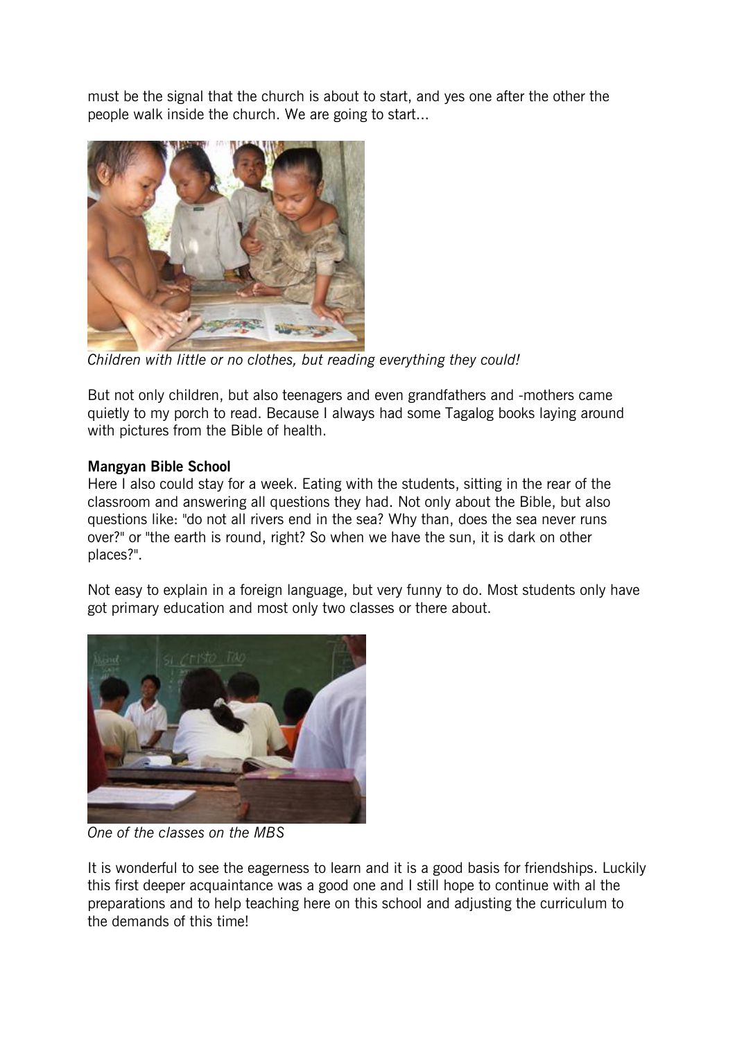must be the signal that the church is about to start, and yes one after the other the people walk inside the church. We are going to start...

*Children with little or no clothes, but reading everything they could!*

But not only children, but also teenagers and even grandfathers and -mothers came quietly to my porch to read. Because I always had some Tagalog books laying around with pictures from the Bible of health.

**Mangyan Bible School**

Here I also could stay for a week. Eating with the students, sitting in the rear of the classroom and answering all questions they had. Not only about the Bible, but also questions like: "do not all rivers end in the sea? Why than, does the sea never runs over?" or "the earth is round, right? So when we have the sun, it is dark on other places?".

Not easy to explain in a foreign language, but very funny to do. Most students only have got primary education and most only two classes or there about.

*One of the classes on the MBS*

It is wonderful to see the eagerness to learn and it is a good basis for friendships. Luckily this first deeper acquaintance was a good one and I still hope to continue with al the preparations and to help teaching here on this school and adjusting the curriculum to the demands of this time!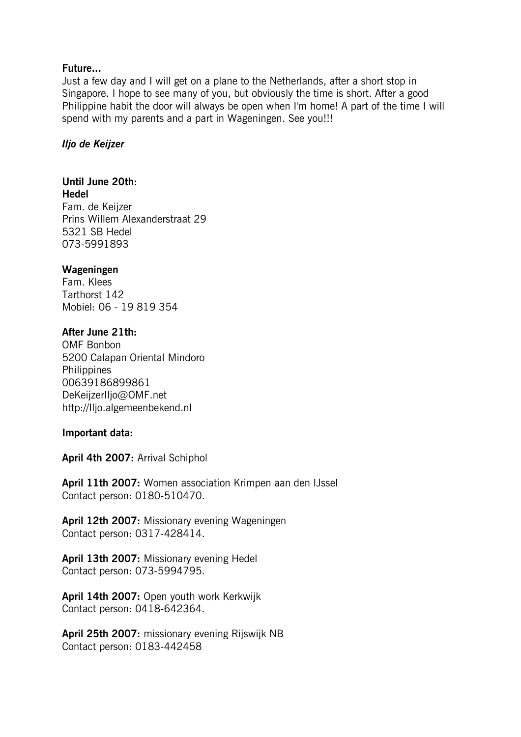**Future…**
Just a few day and I will get on a plane to the Netherlands, after a short stop in Singapore. I hope to see many of you, but obviously the time is short. After a good Philippine habit the door will always be open when I'm home! A part of the time I will spend with my parents and a part in Wageningen. See you!!!

***Iljo de Keijzer***

**Until June 20th:**
**Hedel**
Fam. de Keijzer
Prins Willem Alexanderstraat 29
5321 SB Hedel
073-5991893

**Wageningen**
Fam. Klees
Tarthorst 142
Mobiel: 06 - 19 819 354

**After June 21th:**
OMF Bonbon
5200 Calapan Oriental Mindoro
Philippines
00639186899861
DeKeijzerIljo@OMF.net
http://Iljo.algemeenbekend.nl

**Important data:**

**April 4th 2007:** Arrival Schiphol

**April 11th 2007:** Women association Krimpen aan den IJssel
Contact person: 0180-510470.

**April 12th 2007:** Missionary evening Wageningen
Contact person: 0317-428414.

**April 13th 2007:** Missionary evening Hedel
Contact person: 073-5994795.

**April 14th 2007:** Open youth work Kerkwijk
Contact person: 0418-642364.

**April 25th 2007:** missionary evening Rijswijk NB
Contact person: 0183-442458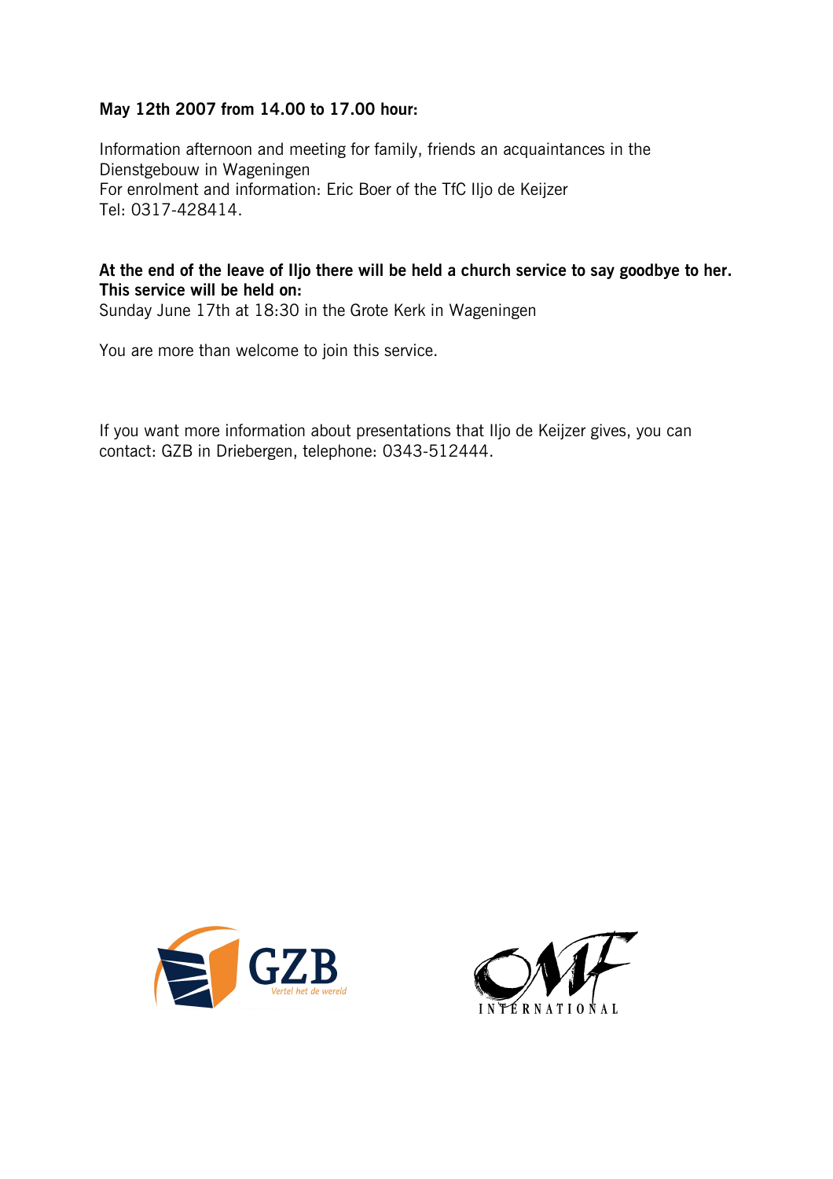**May 12th 2007 from 14.00 to 17.00 hour:**

Information afternoon and meeting for family, friends an acquaintances in the Dienstgebouw in Wageningen
For enrolment and information: Eric Boer of the TfC Iljo de Keijzer
Tel: 0317-428414.

**At the end of the leave of Iljo there will be held a church service to say goodbye to her. This service will be held on:**
Sunday June 17th at 18:30 in the Grote Kerk in Wageningen

You are more than welcome to join this service.

If you want more information about presentations that Iljo de Keijzer gives, you can contact: GZB in Driebergen, telephone: 0343-512444.

GZB
Vertel het de wereld

OMF
INTERNATIONAL